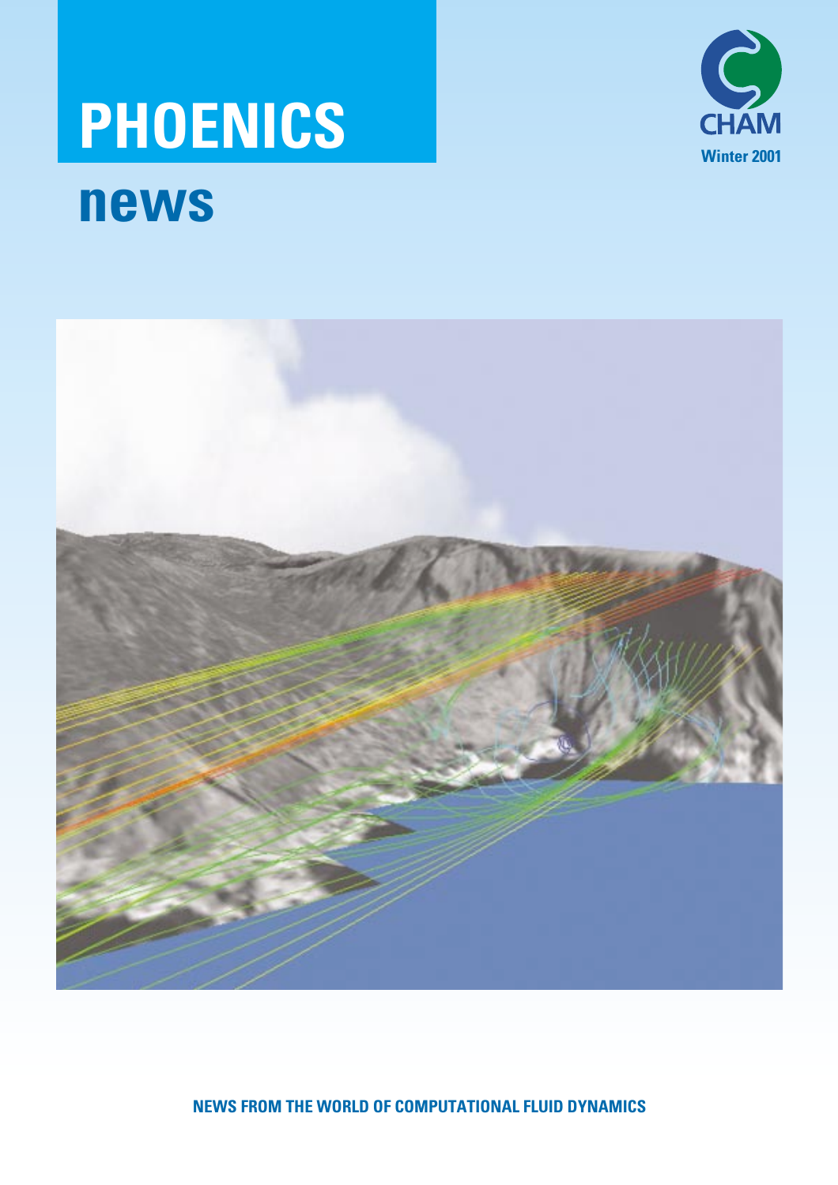# PHOENICS

# news

CHAM

Winter 2001

NEWS FROM THE WORLD OF COMPUTATIONAL FLUID DYNAMICS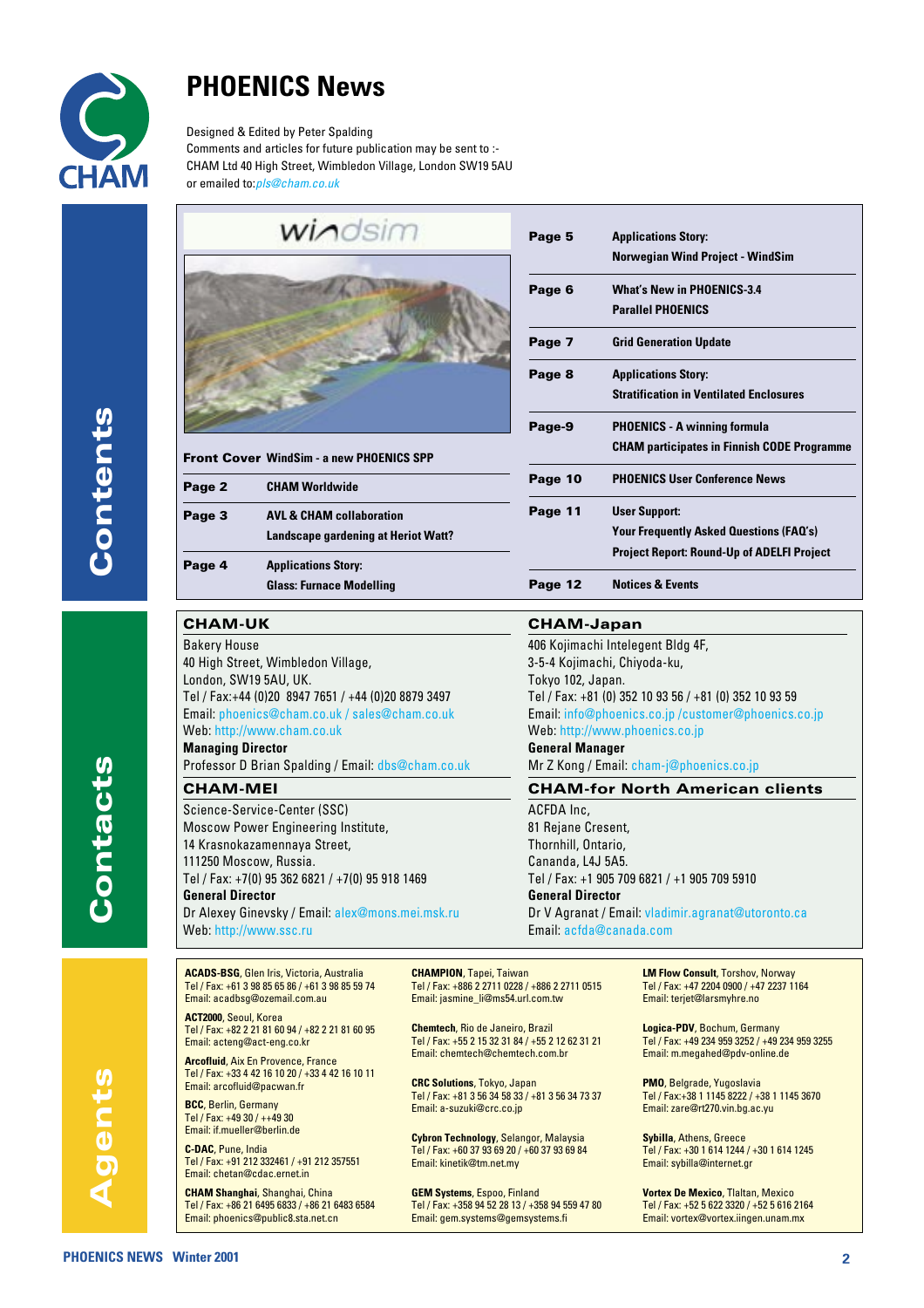# PHOENICS News

Designed & Edited by Peter Spalding
Comments and articles for future publication may be sent to :-
CHAM Ltd 40 High Street, Wimbledon Village, London SW19 5AU
or emailed to: pls@cham.co.uk

## Contents

windsim

| | |
|---|---|
| **Front Cover** | **WindSim - a new PHOENICS SPP** |
| **Page 2** | **CHAM Worldwide** |
| **Page 3** | **AVL & CHAM collaboration**<br>**Landscape gardening at Heriot Watt?** |
| **Page 4** | **Applications Story:**<br>**Glass: Furnace Modelling** |
| **Page 5** | **Applications Story:**<br>**Norwegian Wind Project - WindSim** |
| **Page 6** | **What's New in PHOENICS-3.4**<br>**Parallel PHOENICS** |
| **Page 7** | **Grid Generation Update** |
| **Page 8** | **Applications Story:**<br>**Stratification in Ventilated Enclosures** |
| **Page-9** | **PHOENICS - A winning formula**<br>**CHAM participates in Finnish CODE Programme** |
| **Page 10** | **PHOENICS User Conference News** |
| **Page 11** | **User Support:**<br>**Your Frequently Asked Questions (FAQ's)**<br>**Project Report: Round-Up of ADELFI Project** |
| **Page 12** | **Notices & Events** |

## Contacts

### CHAM-UK

Bakery House
40 High Street, Wimbledon Village,
London, SW19 5AU, UK.
Tel / Fax:+44 (0)20 8947 7651 / +44 (0)20 8879 3497
Email: phoenics@cham.co.uk / sales@cham.co.uk
Web: http://www.cham.co.uk
**Managing Director**
Professor D Brian Spalding / Email: dbs@cham.co.uk

### CHAM-MEI

Science-Service-Center (SSC)
Moscow Power Engineering Institute,
14 Krasnokazamennaya Street,
111250 Moscow, Russia.
Tel / Fax: +7(0) 95 362 6821 / +7(0) 95 918 1469
**General Director**
Dr Alexey Ginevsky / Email: alex@mons.mei.msk.ru
Web: http://www.ssc.ru

### CHAM-Japan

406 Kojimachi Intelegent Bldg 4F,
3-5-4 Kojimachi, Chiyoda-ku,
Tokyo 102, Japan.
Tel / Fax: +81 (0) 352 10 93 56 / +81 (0) 352 10 93 59
Email: info@phoenics.co.jp /customer@phoenics.co.jp
Web: http://www.phoenics.co.jp
**General Manager**
Mr Z Kong / Email: cham-j@phoenics.co.jp

### CHAM-for North American clients

ACFDA Inc,
81 Rejane Cresent,
Thornhill, Ontario,
Cananda, L4J 5A5.
Tel / Fax: +1 905 709 6821 / +1 905 709 5910
**General Director**
Dr V Agranat / Email: vladimir.agranat@utoronto.ca
Email: acfda@canada.com

## Agents

**ACADS-BSG**, Glen Iris, Victoria, Australia
Tel / Fax: +61 3 98 85 65 86 / +61 3 98 85 59 74
Email: acadbsg@ozemail.com.au

**ACT2000**, Seoul, Korea
Tel / Fax: +82 2 21 81 60 94 / +82 2 21 81 60 95
Email: acteng@act-eng.co.kr

**Arcofluid**, Aix En Provence, France
Tel / Fax: +33 4 42 16 10 20 / +33 4 42 16 10 11
Email: arcofluid@pacwan.fr

**BCC**, Berlin, Germany
Tel / Fax: +49 30 / ++49 30
Email: if.mueller@berlin.de

**C-DAC**, Pune, India
Tel / Fax: +91 212 332461 / +91 212 357551
Email: chetan@cdac.ernet.in

**CHAM Shanghai**, Shanghai, China
Tel / Fax: +86 21 6495 6833 / +86 21 6483 6584
Email: phoenics@public8.sta.net.cn

**CHAMPION**, Tapei, Taiwan
Tel / Fax: +886 2 2711 0228 / +886 2 2711 0515
Email: jasmine_li@ms54.url.com.tw

**Chemtech**, Rio de Janeiro, Brazil
Tel / Fax: +55 2 15 32 31 84 / +55 2 12 62 31 21
Email: chemtech@chemtech.com.br

**CRC Solutions**, Tokyo, Japan
Tel / Fax: +81 3 56 34 58 33 / +81 3 56 34 73 37
Email: a-suzuki@crc.co.jp

**Cybron Technology**, Selangor, Malaysia
Tel / Fax: +60 37 93 69 20 / +60 37 93 69 84
Email: kinetik@tm.net.my

**GEM Systems**, Espoo, Finland
Tel / Fax: +358 94 52 28 13 / +358 94 559 47 80
Email: gem.systems@gemsystems.fi

**LM Flow Consult**, Torshov, Norway
Tel / Fax: +47 2204 0900 / +47 2237 1164
Email: terjet@larsmyhre.no

**Logica-PDV**, Bochum, Germany
Tel / Fax: +49 234 959 3252 / +49 234 959 3255
Email: m.megahed@pdv-online.de

**PMO**, Belgrade, Yugoslavia
Tel / Fax:+38 1 1145 8222 / +38 1 1145 3670
Email: zare@rt270.vin.bg.ac.yu

**Sybilla**, Athens, Greece
Tel / Fax: +30 1 614 1244 / +30 1 614 1245
Email: sybilla@internet.gr

**Vortex De Mexico**, Tlaltan, Mexico
Tel / Fax: +52 5 622 3320 / +52 5 616 2164
Email: vortex@vortex.iingen.unam.mx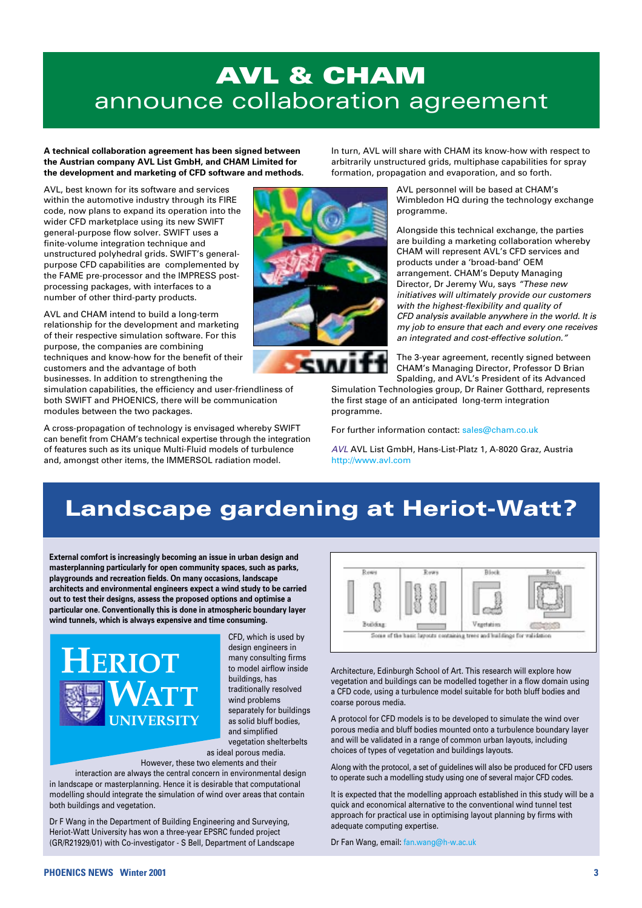# AVL & CHAM announce collaboration agreement

**A technical collaboration agreement has been signed between the Austrian company AVL List GmbH, and CHAM Limited for the development and marketing of CFD software and methods.**

AVL, best known for its software and services within the automotive industry through its FIRE code, now plans to expand its operation into the wider CFD marketplace using its new SWIFT general-purpose flow solver. SWIFT uses a finite-volume integration technique and unstructured polyhedral grids. SWIFT's general-purpose CFD capabilities are complemented by the FAME pre-processor and the IMPRESS post-processing packages, with interfaces to a number of other third-party products.

AVL and CHAM intend to build a long-term relationship for the development and marketing of their respective simulation software. For this purpose, the companies are combining techniques and know-how for the benefit of their customers and the advantage of both businesses. In addition to strengthening the simulation capabilities, the efficiency and user-friendliness of both SWIFT and PHOENICS, there will be communication modules between the two packages.

A cross-propagation of technology is envisaged whereby SWIFT can benefit from CHAM's technical expertise through the integration of features such as its unique Multi-Fluid models of turbulence and, amongst other items, the IMMERSOL radiation model.

In turn, AVL will share with CHAM its know-how with respect to arbitrarily unstructured grids, multiphase capabilities for spray formation, propagation and evaporation, and so forth.

AVL personnel will be based at CHAM's Wimbledon HQ during the technology exchange programme.

Alongside this technical exchange, the parties are building a marketing collaboration whereby CHAM will represent AVL's CFD services and products under a 'broad-band' OEM arrangement. CHAM's Deputy Managing Director, Dr Jeremy Wu, says *"These new initiatives will ultimately provide our customers with the highest-flexibility and quality of CFD analysis available anywhere in the world. It is my job to ensure that each and every one receives an integrated and cost-effective solution."*

The 3-year agreement, recently signed between CHAM's Managing Director, Professor D Brian Spalding, and AVL's President of its Advanced Simulation Technologies group, Dr Rainer Gotthard, represents the first stage of an anticipated long-term integration programme.

For further information contact: sales@cham.co.uk

*AVL* AVL List GmbH, Hans-List-Platz 1, A-8020 Graz, Austria
http://www.avl.com

# Landscape gardening at Heriot-Watt?

**External comfort is increasingly becoming an issue in urban design and masterplanning particularly for open community spaces, such as parks, playgrounds and recreation fields. On many occasions, landscape architects and environmental engineers expect a wind study to be carried out to test their designs, assess the proposed options and optimise a particular one. Conventionally this is done in atmospheric boundary layer wind tunnels, which is always expensive and time consuming.**

CFD, which is used by design engineers in many consulting firms to model airflow inside buildings, has traditionally resolved wind problems separately for buildings as solid bluff bodies, and simplified vegetation shelterbelts as ideal porous media. However, these two elements and their interaction are always the central concern in environmental design in landscape or masterplanning. Hence it is desirable that computational modelling should integrate the simulation of wind over areas that contain both buildings and vegetation.

Dr F Wang in the Department of Building Engineering and Surveying, Heriot-Watt University has won a three-year EPSRC funded project (GR/R21929/01) with Co-investigator - S Bell, Department of Landscape Architecture, Edinburgh School of Art. This research will explore how vegetation and buildings can be modelled together in a flow domain using a CFD code, using a turbulence model suitable for both bluff bodies and coarse porous media.

Some of the basic layouts containing trees and buildings for validation

A protocol for CFD models is to be developed to simulate the wind over porous media and bluff bodies mounted onto a turbulence boundary layer and will be validated in a range of common urban layouts, including choices of types of vegetation and buildings layouts.

Along with the protocol, a set of guidelines will also be produced for CFD users to operate such a modelling study using one of several major CFD codes.

It is expected that the modelling approach established in this study will be a quick and economical alternative to the conventional wind tunnel test approach for practical use in optimising layout planning by firms with adequate computing expertise.

Dr Fan Wang, email: fan.wang@h-w.ac.uk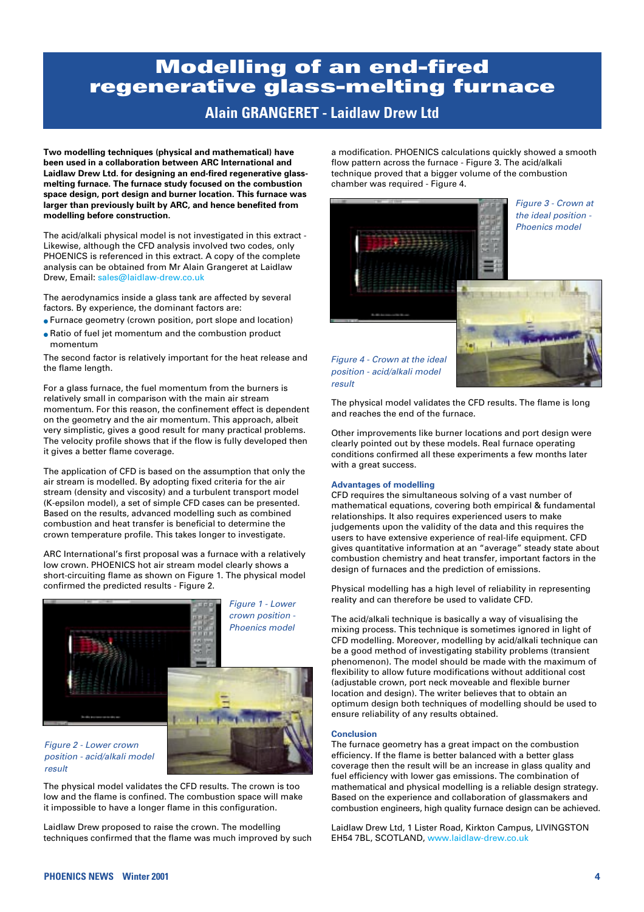# Modelling of an end-fired regenerative glass-melting furnace

### Alain GRANGERET - Laidlaw Drew Ltd

**Two modelling techniques (physical and mathematical) have been used in a collaboration between ARC International and Laidlaw Drew Ltd. for designing an end-fired regenerative glass-melting furnace. The furnace study focused on the combustion space design, port design and burner location. This furnace was larger than previously built by ARC, and hence benefited from modelling before construction.**

The acid/alkali physical model is not investigated in this extract - Likewise, although the CFD analysis involved two codes, only PHOENICS is referenced in this extract. A copy of the complete analysis can be obtained from Mr Alain Grangeret at Laidlaw Drew, Email: sales@laidlaw-drew.co.uk

The aerodynamics inside a glass tank are affected by several factors. By experience, the dominant factors are:

- Furnace geometry (crown position, port slope and location)
- Ratio of fuel jet momentum and the combustion product momentum

The second factor is relatively important for the heat release and the flame length.

For a glass furnace, the fuel momentum from the burners is relatively small in comparison with the main air stream momentum. For this reason, the confinement effect is dependent on the geometry and the air momentum. This approach, albeit very simplistic, gives a good result for many practical problems. The velocity profile shows that if the flow is fully developed then it gives a better flame coverage.

The application of CFD is based on the assumption that only the air stream is modelled. By adopting fixed criteria for the air stream (density and viscosity) and a turbulent transport model (K-epsilon model), a set of simple CFD cases can be presented. Based on the results, advanced modelling such as combined combustion and heat transfer is beneficial to determine the crown temperature profile. This takes longer to investigate.

ARC International's first proposal was a furnace with a relatively low crown. PHOENICS hot air stream model clearly shows a short-circuiting flame as shown on Figure 1. The physical model confirmed the predicted results - Figure 2.

*Figure 1 - Lower crown position - Phoenics model*

*Figure 2 - Lower crown position - acid/alkali model result*

The physical model validates the CFD results. The crown is too low and the flame is confined. The combustion space will make it impossible to have a longer flame in this configuration.

Laidlaw Drew proposed to raise the crown. The modelling techniques confirmed that the flame was much improved by such a modification. PHOENICS calculations quickly showed a smooth flow pattern across the furnace - Figure 3. The acid/alkali technique proved that a bigger volume of the combustion chamber was required - Figure 4.

*Figure 3 - Crown at the ideal position - Phoenics model*

*Figure 4 - Crown at the ideal position - acid/alkali model result*

The physical model validates the CFD results. The flame is long and reaches the end of the furnace.

Other improvements like burner locations and port design were clearly pointed out by these models. Real furnace operating conditions confirmed all these experiments a few months later with a great success.

### Advantages of modelling

CFD requires the simultaneous solving of a vast number of mathematical equations, covering both empirical & fundamental relationships. It also requires experienced users to make judgements upon the validity of the data and this requires the users to have extensive experience of real-life equipment. CFD gives quantitative information at an "average" steady state about combustion chemistry and heat transfer, important factors in the design of furnaces and the prediction of emissions.

Physical modelling has a high level of reliability in representing reality and can therefore be used to validate CFD.

The acid/alkali technique is basically a way of visualising the mixing process. This technique is sometimes ignored in light of CFD modelling. Moreover, modelling by acid/alkali technique can be a good method of investigating stability problems (transient phenomenon). The model should be made with the maximum of flexibility to allow future modifications without additional cost (adjustable crown, port neck moveable and flexible burner location and design). The writer believes that to obtain an optimum design both techniques of modelling should be used to ensure reliability of any results obtained.

### Conclusion

The furnace geometry has a great impact on the combustion efficiency. If the flame is better balanced with a better glass coverage then the result will be an increase in glass quality and fuel efficiency with lower gas emissions. The combination of mathematical and physical modelling is a reliable design strategy. Based on the experience and collaboration of glassmakers and combustion engineers, high quality furnace design can be achieved.

Laidlaw Drew Ltd, 1 Lister Road, Kirkton Campus, LIVINGSTON EH54 7BL, SCOTLAND, www.laidlaw-drew.co.uk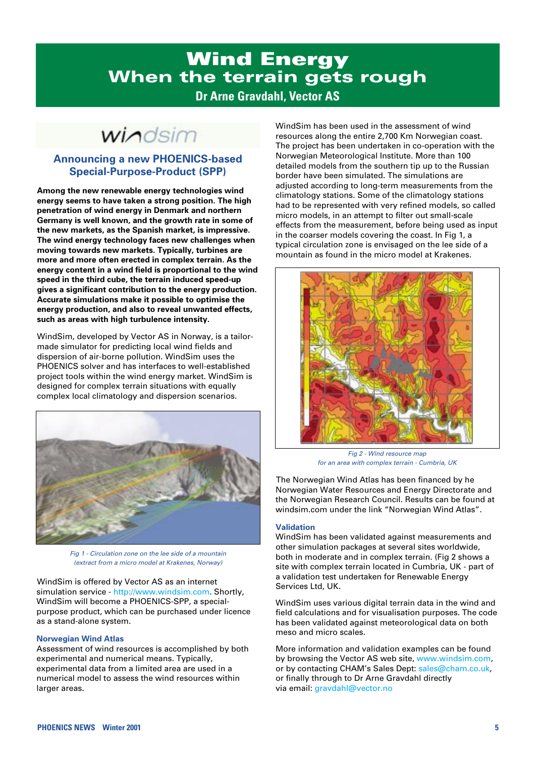# Wind Energy
# When the terrain gets rough

**Dr Arne Gravdahl, Vector AS**

windsim

## Announcing a new PHOENICS-based Special-Purpose-Product (SPP)

**Among the new renewable energy technologies wind energy seems to have taken a strong position. The high penetration of wind energy in Denmark and northern Germany is well known, and the growth rate in some of the new markets, as the Spanish market, is impressive. The wind energy technology faces new challenges when moving towards new markets. Typically, turbines are more and more often erected in complex terrain. As the energy content in a wind field is proportional to the wind speed in the third cube, the terrain induced speed-up gives a significant contribution to the energy production. Accurate simulations make it possible to optimise the energy production, and also to reveal unwanted effects, such as areas with high turbulence intensity.**

WindSim, developed by Vector AS in Norway, is a tailor-made simulator for predicting local wind fields and dispersion of air-borne pollution. WindSim uses the PHOENICS solver and has interfaces to well-established project tools within the wind energy market. WindSim is designed for complex terrain situations with equally complex local climatology and dispersion scenarios.

*Fig 1 - Circulation zone on the lee side of a mountain (extract from a micro model at Krakenes, Norway)*

WindSim is offered by Vector AS as an internet simulation service - http://www.windsim.com. Shortly, WindSim will become a PHOENICS-SPP, a special-purpose product, which can be purchased under licence as a stand-alone system.

### Norwegian Wind Atlas

Assessment of wind resources is accomplished by both experimental and numerical means. Typically, experimental data from a limited area are used in a numerical model to assess the wind resources within larger areas.

WindSim has been used in the assessment of wind resources along the entire 2,700 Km Norwegian coast. The project has been undertaken in co-operation with the Norwegian Meteorological Institute. More than 100 detailed models from the southern tip up to the Russian border have been simulated. The simulations are adjusted according to long-term measurements from the climatology stations. Some of the climatology stations had to be represented with very refined models, so called micro models, in an attempt to filter out small-scale effects from the measurement, before being used as input in the coarser models covering the coast. In Fig 1, a typical circulation zone is envisaged on the lee side of a mountain as found in the micro model at Krakenes.

*Fig 2 - Wind resource map for an area with complex terrain - Cumbria, UK*

The Norwegian Wind Atlas has been financed by he Norwegian Water Resources and Energy Directorate and the Norwegian Research Council. Results can be found at windsim.com under the link "Norwegian Wind Atlas".

### Validation

WindSim has been validated against measurements and other simulation packages at several sites worldwide, both in moderate and in complex terrain. (Fig 2 shows a site with complex terrain located in Cumbria, UK - part of a validation test undertaken for Renewable Energy Services Ltd, UK.

WindSim uses various digital terrain data in the wind and field calculations and for visualisation purposes. The code has been validated against meteorological data on both meso and micro scales.

More information and validation examples can be found by browsing the Vector AS web site, www.windsim.com, or by contacting CHAM's Sales Dept: sales@cham.co.uk, or finally through to Dr Arne Gravdahl directly via email: gravdahl@vector.no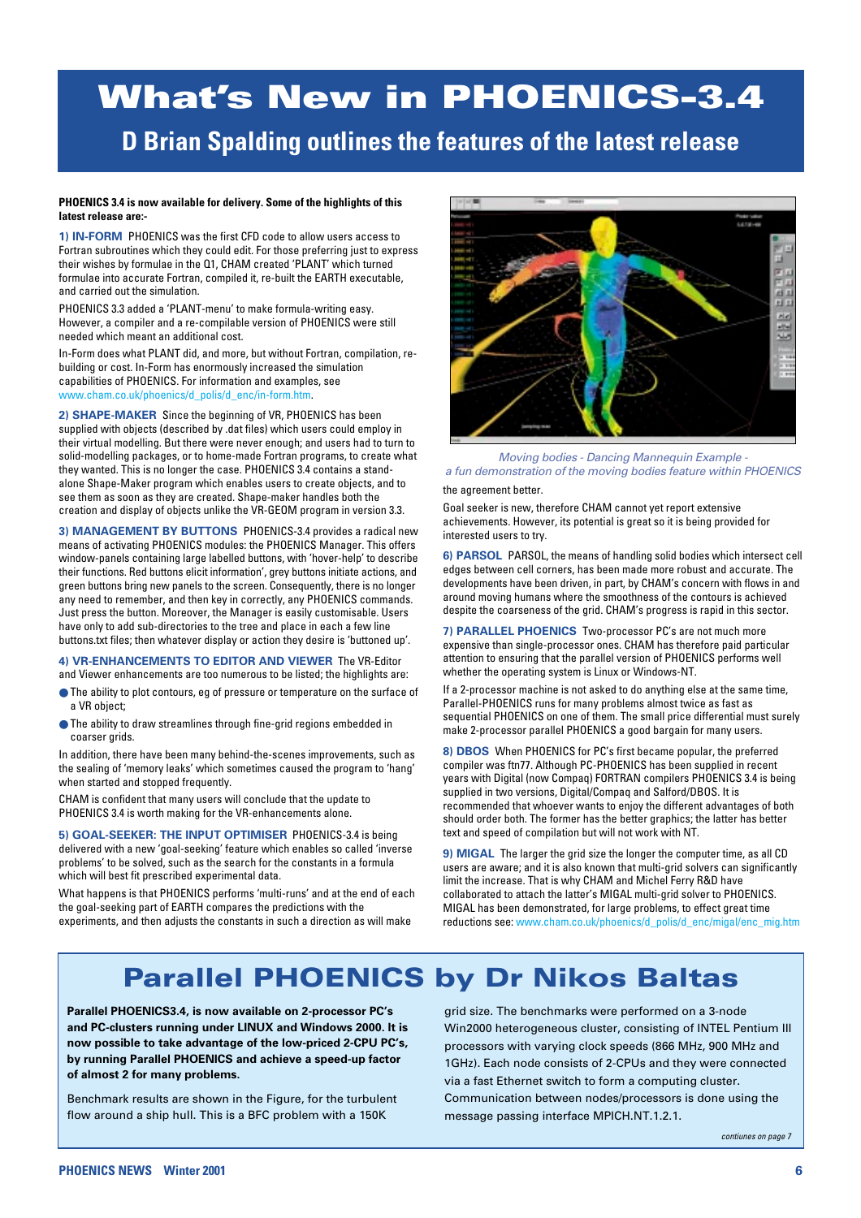# What's New in PHOENICS-3.4

## D Brian Spalding outlines the features of the latest release

**PHOENICS 3.4 is now available for delivery. Some of the highlights of this latest release are:-**

**1) IN-FORM** PHOENICS was the first CFD code to allow users access to Fortran subroutines which they could edit. For those preferring just to express their wishes by formulae in the Q1, CHAM created 'PLANT' which turned formulae into accurate Fortran, compiled it, re-built the EARTH executable, and carried out the simulation.

PHOENICS 3.3 added a 'PLANT-menu' to make formula-writing easy. However, a compiler and a re-compilable version of PHOENICS were still needed which meant an additional cost.

In-Form does what PLANT did, and more, but without Fortran, compilation, re-building or cost. In-Form has enormously increased the simulation capabilities of PHOENICS. For information and examples, see www.cham.co.uk/phoenics/d_polis/d_enc/in-form.htm.

**2) SHAPE-MAKER** Since the beginning of VR, PHOENICS has been supplied with objects (described by .dat files) which users could employ in their virtual modelling. But there were never enough; and users had to turn to solid-modelling packages, or to home-made Fortran programs, to create what they wanted. This is no longer the case. PHOENICS 3.4 contains a stand-alone Shape-Maker program which enables users to create objects, and to see them as soon as they are created. Shape-maker handles both the creation and display of objects unlike the VR-GEOM program in version 3.3.

**3) MANAGEMENT BY BUTTONS** PHOENICS-3.4 provides a radical new means of activating PHOENICS modules: the PHOENICS Manager. This offers window-panels containing large labelled buttons, with 'hover-help' to describe their functions. Red buttons elicit information', grey buttons initiate actions, and green buttons bring new panels to the screen. Consequently, there is no longer any need to remember, and then key in correctly, any PHOENICS commands. Just press the button. Moreover, the Manager is easily customisable. Users have only to add sub-directories to the tree and place in each a few line buttons.txt files; then whatever display or action they desire is 'buttoned up'.

**4) VR-ENHANCEMENTS TO EDITOR AND VIEWER** The VR-Editor and Viewer enhancements are too numerous to be listed; the highlights are:

- The ability to plot contours, eg of pressure or temperature on the surface of a VR object;
- The ability to draw streamlines through fine-grid regions embedded in coarser grids.

In addition, there have been many behind-the-scenes improvements, such as the sealing of 'memory leaks' which sometimes caused the program to 'hang' when started and stopped frequently.

CHAM is confident that many users will conclude that the update to PHOENICS 3.4 is worth making for the VR-enhancements alone.

**5) GOAL-SEEKER: THE INPUT OPTIMISER** PHOENICS-3.4 is being delivered with a new 'goal-seeking' feature which enables so called 'inverse problems' to be solved, such as the search for the constants in a formula which will best fit prescribed experimental data.

What happens is that PHOENICS performs 'multi-runs' and at the end of each the goal-seeking part of EARTH compares the predictions with the experiments, and then adjusts the constants in such a direction as will make the agreement better.

*Moving bodies - Dancing Mannequin Example - a fun demonstration of the moving bodies feature within PHOENICS*

Goal seeker is new, therefore CHAM cannot yet report extensive achievements. However, its potential is great so it is being provided for interested users to try.

**6) PARSOL** PARSOL, the means of handling solid bodies which intersect cell edges between cell corners, has been made more robust and accurate. The developments have been driven, in part, by CHAM's concern with flows in and around moving humans where the smoothness of the contours is achieved despite the coarseness of the grid. CHAM's progress is rapid in this sector.

**7) PARALLEL PHOENICS** Two-processor PC's are not much more expensive than single-processor ones. CHAM has therefore paid particular attention to ensuring that the parallel version of PHOENICS performs well whether the operating system is Linux or Windows-NT.

If a 2-processor machine is not asked to do anything else at the same time, Parallel-PHOENICS runs for many problems almost twice as fast as sequential PHOENICS on one of them. The small price differential must surely make 2-processor parallel PHOENICS a good bargain for many users.

**8) DBOS** When PHOENICS for PC's first became popular, the preferred compiler was ftn77. Although PC-PHOENICS has been supplied in recent years with Digital (now Compaq) FORTRAN compilers PHOENICS 3.4 is being supplied in two versions, Digital/Compaq and Salford/DBOS. It is recommended that whoever wants to enjoy the different advantages of both should order both. The former has the better graphics; the latter has better text and speed of compilation but will not work with NT.

**9) MIGAL** The larger the grid size the longer the computer time, as all CD users are aware; and it is also known that multi-grid solvers can significantly limit the increase. That is why CHAM and Michel Ferry R&D have collaborated to attach the latter's MIGAL multi-grid solver to PHOENICS. MIGAL has been demonstrated, for large problems, to effect great time reductions see: www.cham.co.uk/phoenics/d_polis/d_enc/migal/enc_mig.htm

# Parallel PHOENICS by Dr Nikos Baltas

**Parallel PHOENICS3.4, is now available on 2-processor PC's and PC-clusters running under LINUX and Windows 2000. It is now possible to take advantage of the low-priced 2-CPU PC's, by running Parallel PHOENICS and achieve a speed-up factor of almost 2 for many problems.**

Benchmark results are shown in the Figure, for the turbulent flow around a ship hull. This is a BFC problem with a 150K grid size. The benchmarks were performed on a 3-node Win2000 heterogeneous cluster, consisting of INTEL Pentium III processors with varying clock speeds (866 MHz, 900 MHz and 1GHz). Each node consists of 2-CPUs and they were connected via a fast Ethernet switch to form a computing cluster. Communication between nodes/processors is done using the message passing interface MPICH.NT.1.2.1.

*contiunes on page 7*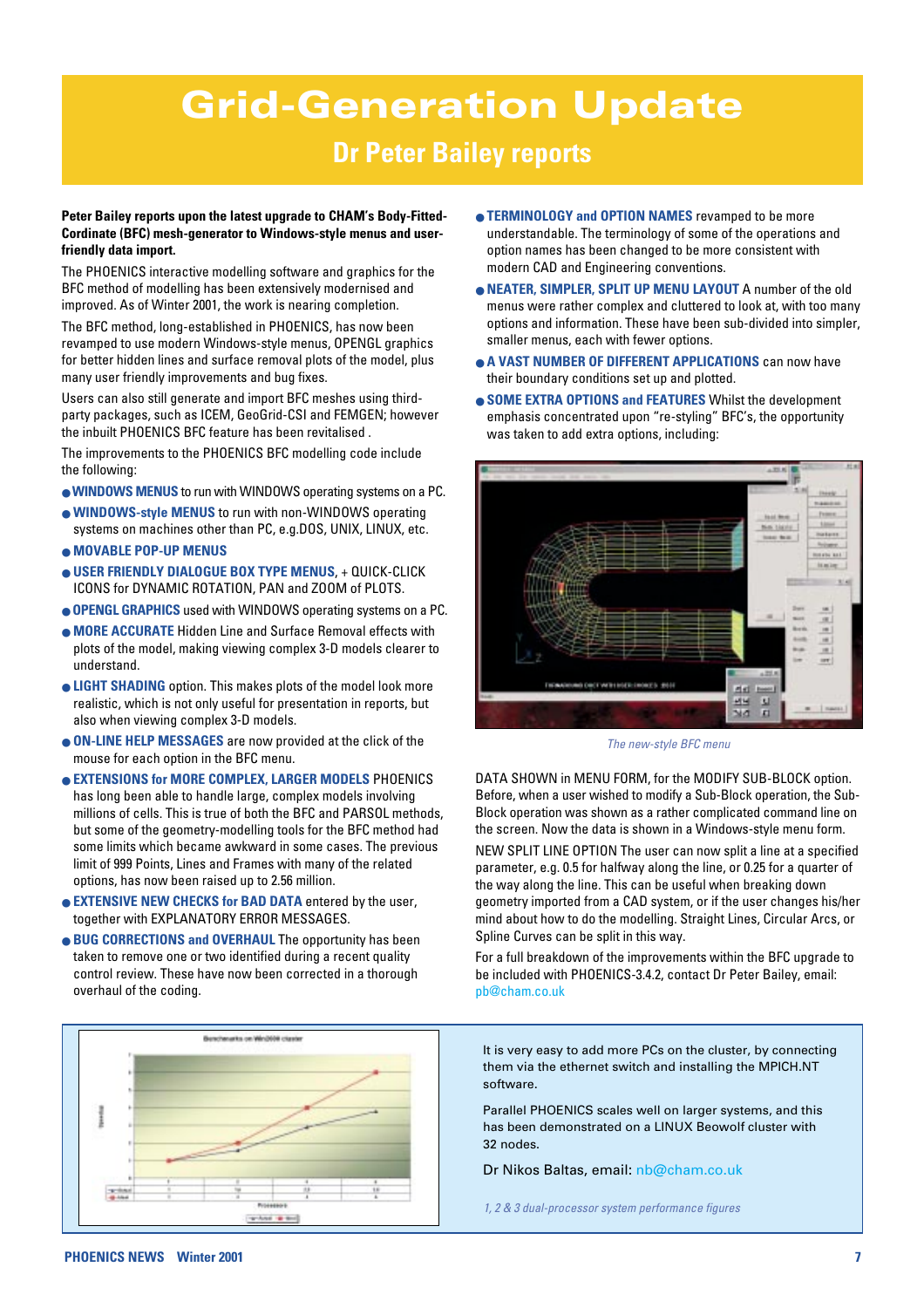# Grid-Generation Update

## Dr Peter Bailey reports

**Peter Bailey reports upon the latest upgrade to CHAM's Body-Fitted-Cordinate (BFC) mesh-generator to Windows-style menus and user-friendly data import.**

The PHOENICS interactive modelling software and graphics for the BFC method of modelling has been extensively modernised and improved. As of Winter 2001, the work is nearing completion.

The BFC method, long-established in PHOENICS, has now been revamped to use modern Windows-style menus, OPENGL graphics for better hidden lines and surface removal plots of the model, plus many user friendly improvements and bug fixes.

Users can also still generate and import BFC meshes using third-party packages, such as ICEM, GeoGrid-CSI and FEMGEN; however the inbuilt PHOENICS BFC feature has been revitalised .

The improvements to the PHOENICS BFC modelling code include the following:

- **WINDOWS MENUS** to run with WINDOWS operating systems on a PC.
- **WINDOWS-style MENUS** to run with non-WINDOWS operating systems on machines other than PC, e.g.DOS, UNIX, LINUX, etc.
- **MOVABLE POP-UP MENUS**
- **USER FRIENDLY DIALOGUE BOX TYPE MENUS**, + QUICK-CLICK ICONS for DYNAMIC ROTATION, PAN and ZOOM of PLOTS.
- **OPENGL GRAPHICS** used with WINDOWS operating systems on a PC.
- **MORE ACCURATE** Hidden Line and Surface Removal effects with plots of the model, making viewing complex 3-D models clearer to understand.
- **LIGHT SHADING** option. This makes plots of the model look more realistic, which is not only useful for presentation in reports, but also when viewing complex 3-D models.
- **ON-LINE HELP MESSAGES** are now provided at the click of the mouse for each option in the BFC menu.
- **EXTENSIONS for MORE COMPLEX, LARGER MODELS** PHOENICS has long been able to handle large, complex models involving millions of cells. This is true of both the BFC and PARSOL methods, but some of the geometry-modelling tools for the BFC method had some limits which became awkward in some cases. The previous limit of 999 Points, Lines and Frames with many of the related options, has now been raised up to 2.56 million.
- **EXTENSIVE NEW CHECKS for BAD DATA** entered by the user, together with EXPLANATORY ERROR MESSAGES.
- **BUG CORRECTIONS and OVERHAUL** The opportunity has been taken to remove one or two identified during a recent quality control review. These have now been corrected in a thorough overhaul of the coding.
- **TERMINOLOGY and OPTION NAMES** revamped to be more understandable. The terminology of some of the operations and option names has been changed to be more consistent with modern CAD and Engineering conventions.
- **NEATER, SIMPLER, SPLIT UP MENU LAYOUT** A number of the old menus were rather complex and cluttered to look at, with too many options and information. These have been sub-divided into simpler, smaller menus, each with fewer options.
- **A VAST NUMBER OF DIFFERENT APPLICATIONS** can now have their boundary conditions set up and plotted.
- **SOME EXTRA OPTIONS and FEATURES** Whilst the development emphasis concentrated upon "re-styling" BFC's, the opportunity was taken to add extra options, including:

*The new-style BFC menu*

DATA SHOWN in MENU FORM, for the MODIFY SUB-BLOCK option. Before, when a user wished to modify a Sub-Block operation, the Sub-Block operation was shown as a rather complicated command line on the screen. Now the data is shown in a Windows-style menu form.

NEW SPLIT LINE OPTION The user can now split a line at a specified parameter, e.g. 0.5 for halfway along the line, or 0.25 for a quarter of the way along the line. This can be useful when breaking down geometry imported from a CAD system, or if the user changes his/her mind about how to do the modelling. Straight Lines, Circular Arcs, or Spline Curves can be split in this way.

For a full breakdown of the improvements within the BFC upgrade to be included with PHOENICS-3.4.2, contact Dr Peter Bailey, email: pb@cham.co.uk

It is very easy to add more PCs on the cluster, by connecting them via the ethernet switch and installing the MPICH.NT software.

Parallel PHOENICS scales well on larger systems, and this has been demonstrated on a LINUX Beowolf cluster with 32 nodes.

Dr Nikos Baltas, email: nb@cham.co.uk

*1, 2 & 3 dual-processor system performance figures*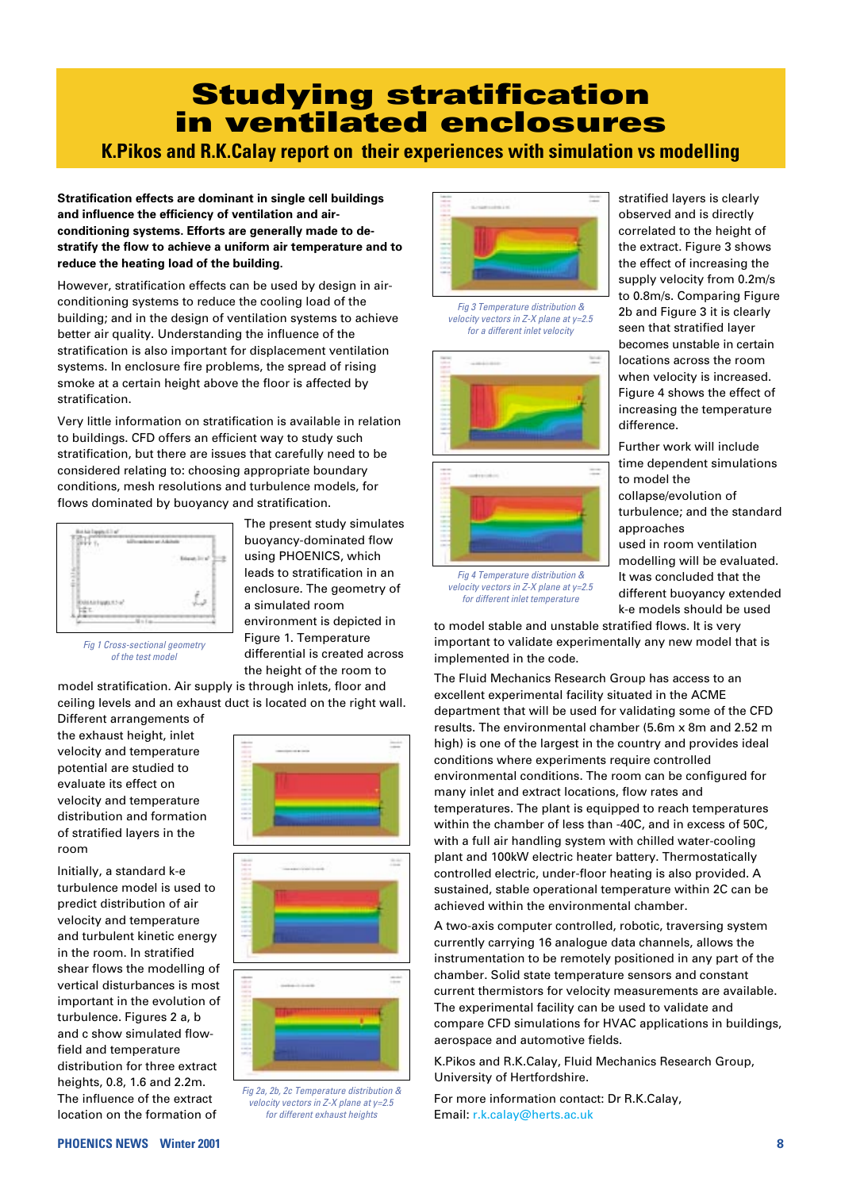# Studying stratification in ventilated enclosures

## K.Pikos and R.K.Calay report on their experiences with simulation vs modelling

**Stratification effects are dominant in single cell buildings and influence the efficiency of ventilation and air-conditioning systems. Efforts are generally made to de-stratify the flow to achieve a uniform air temperature and to reduce the heating load of the building.**

However, stratification effects can be used by design in air-conditioning systems to reduce the cooling load of the building; and in the design of ventilation systems to achieve better air quality. Understanding the influence of the stratification is also important for displacement ventilation systems. In enclosure fire problems, the spread of rising smoke at a certain height above the floor is affected by stratification.

Very little information on stratification is available in relation to buildings. CFD offers an efficient way to study such stratification, but there are issues that carefully need to be considered relating to: choosing appropriate boundary conditions, mesh resolutions and turbulence models, for flows dominated by buoyancy and stratification.

*Fig 1 Cross-sectional geometry of the test model*

The present study simulates buoyancy-dominated flow using PHOENICS, which leads to stratification in an enclosure. The geometry of a simulated room environment is depicted in Figure 1. Temperature differential is created across the height of the room to model stratification. Air supply is through inlets, floor and ceiling levels and an exhaust duct is located on the right wall. Different arrangements of the exhaust height, inlet velocity and temperature potential are studied to evaluate its effect on velocity and temperature distribution and formation of stratified layers in the room

Initially, a standard k-e turbulence model is used to predict distribution of air velocity and temperature and turbulent kinetic energy in the room. In stratified shear flows the modelling of vertical disturbances is most important in the evolution of turbulence. Figures 2 a, b and c show simulated flow-field and temperature distribution for three extract heights, 0.8, 1.6 and 2.2m. The influence of the extract location on the formation of stratified layers is clearly observed and is directly correlated to the height of the extract. Figure 3 shows the effect of increasing the supply velocity from 0.2m/s to 0.8m/s. Comparing Figure 2b and Figure 3 it is clearly seen that stratified layer becomes unstable in certain locations across the room when velocity is increased. Figure 4 shows the effect of increasing the temperature difference.

*Fig 2a, 2b, 2c Temperature distribution & velocity vectors in Z-X plane at y=2.5 for different exhaust heights*

*Fig 3 Temperature distribution & velocity vectors in Z-X plane at y=2.5 for a different inlet velocity*

*Fig 4 Temperature distribution & velocity vectors in Z-X plane at y=2.5 for different inlet temperature*

Further work will include time dependent simulations to model the collapse/evolution of turbulence; and the standard approaches used in room ventilation modelling will be evaluated. It was concluded that the different buoyancy extended k-e models should be used to model stable and unstable stratified flows. It is very important to validate experimentally any new model that is implemented in the code.

The Fluid Mechanics Research Group has access to an excellent experimental facility situated in the ACME department that will be used for validating some of the CFD results. The environmental chamber (5.6m x 8m and 2.52 m high) is one of the largest in the country and provides ideal conditions where experiments require controlled environmental conditions. The room can be configured for many inlet and extract locations, flow rates and temperatures. The plant is equipped to reach temperatures within the chamber of less than -40C, and in excess of 50C, with a full air handling system with chilled water-cooling plant and 100kW electric heater battery. Thermostatically controlled electric, under-floor heating is also provided. A sustained, stable operational temperature within 2C can be achieved within the environmental chamber.

A two-axis computer controlled, robotic, traversing system currently carrying 16 analogue data channels, allows the instrumentation to be remotely positioned in any part of the chamber. Solid state temperature sensors and constant current thermistors for velocity measurements are available. The experimental facility can be used to validate and compare CFD simulations for HVAC applications in buildings, aerospace and automotive fields.

K.Pikos and R.K.Calay, Fluid Mechanics Research Group, University of Hertfordshire.

For more information contact: Dr R.K.Calay,
Email: r.k.calay@herts.ac.uk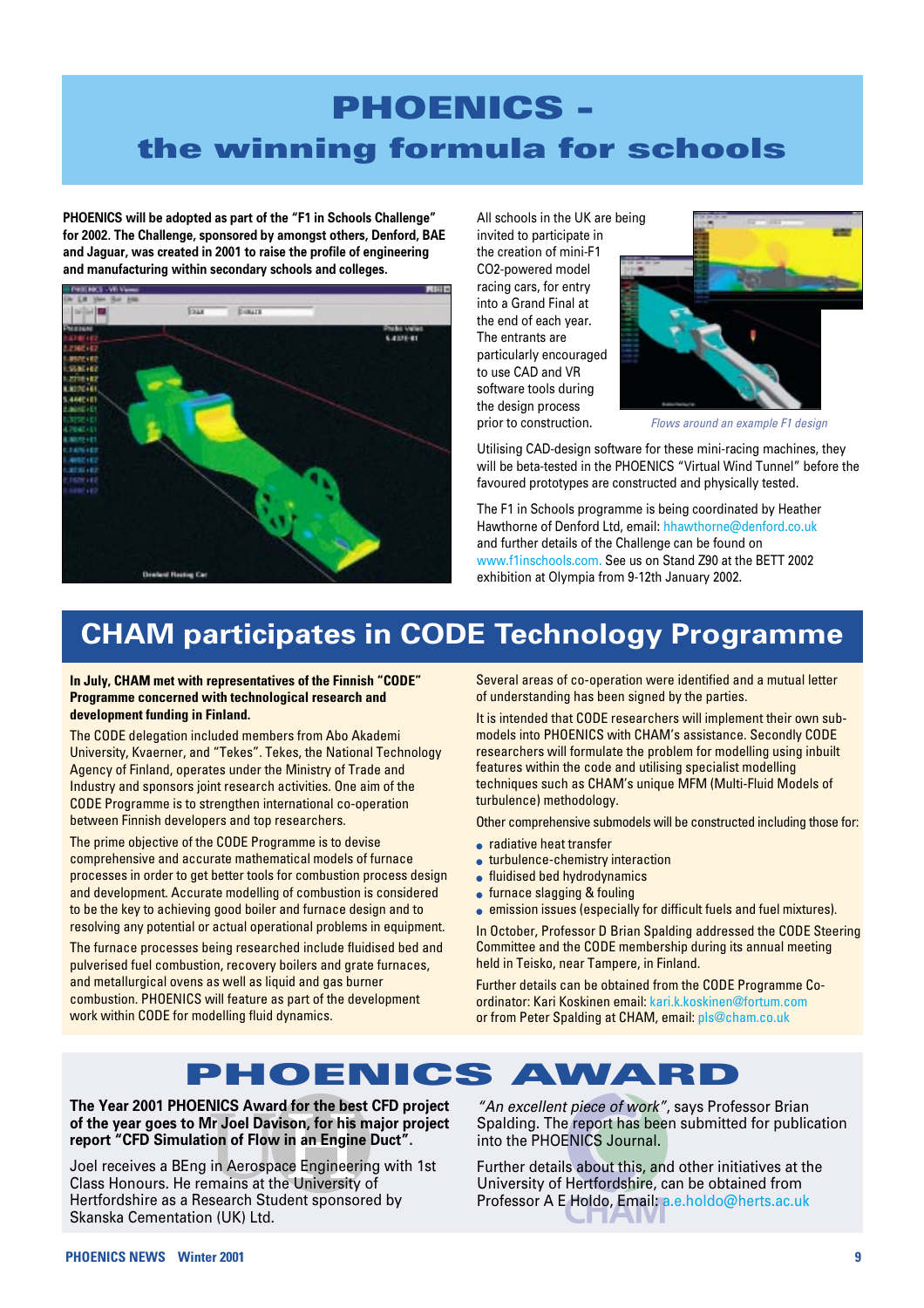# PHOENICS - the winning formula for schools

**PHOENICS will be adopted as part of the "F1 in Schools Challenge" for 2002. The Challenge, sponsored by amongst others, Denford, BAE and Jaguar, was created in 2001 to raise the profile of engineering and manufacturing within secondary schools and colleges.**

All schools in the UK are being invited to participate in the creation of mini-F1 $CO_2$-powered model racing cars, for entry into a Grand Final at the end of each year. The entrants are particularly encouraged to use CAD and VR software tools during the design process prior to construction.

*Flows around an example F1 design*

Utilising CAD-design software for these mini-racing machines, they will be beta-tested in the PHOENICS "Virtual Wind Tunnel" before the favoured prototypes are constructed and physically tested.

The F1 in Schools programme is being coordinated by Heather Hawthorne of Denford Ltd, email: hhawthorne@denford.co.uk and further details of the Challenge can be found on www.f1inschools.com. See us on Stand Z90 at the BETT 2002 exhibition at Olympia from 9-12th January 2002.

# CHAM participates in CODE Technology Programme

**In July, CHAM met with representatives of the Finnish "CODE" Programme concerned with technological research and development funding in Finland.**

The CODE delegation included members from Abo Akademi University, Kvaerner, and "Tekes". Tekes, the National Technology Agency of Finland, operates under the Ministry of Trade and Industry and sponsors joint research activities. One aim of the CODE Programme is to strengthen international co-operation between Finnish developers and top researchers.

The prime objective of the CODE Programme is to devise comprehensive and accurate mathematical models of furnace processes in order to get better tools for combustion process design and development. Accurate modelling of combustion is considered to be the key to achieving good boiler and furnace design and to resolving any potential or actual operational problems in equipment.

The furnace processes being researched include fluidised bed and pulverised fuel combustion, recovery boilers and grate furnaces, and metallurgical ovens as well as liquid and gas burner combustion. PHOENICS will feature as part of the development work within CODE for modelling fluid dynamics.

Several areas of co-operation were identified and a mutual letter of understanding has been signed by the parties.

It is intended that CODE researchers will implement their own sub-models into PHOENICS with CHAM's assistance. Secondly CODE researchers will formulate the problem for modelling using inbuilt features within the code and utilising specialist modelling techniques such as CHAM's unique MFM (Multi-Fluid Models of turbulence) methodology.

Other comprehensive submodels will be constructed including those for:

- radiative heat transfer
- turbulence-chemistry interaction
- fluidised bed hydrodynamics
- furnace slagging & fouling
- emission issues (especially for difficult fuels and fuel mixtures).

In October, Professor D Brian Spalding addressed the CODE Steering Committee and the CODE membership during its annual meeting held in Teisko, near Tampere, in Finland.

Further details can be obtained from the CODE Programme Co-ordinator: Kari Koskinen email: kari.k.koskinen@fortum.com or from Peter Spalding at CHAM, email: pls@cham.co.uk

# PHOENICS AWARD

**The Year 2001 PHOENICS Award for the best CFD project of the year goes to Mr Joel Davison, for his major project report "CFD Simulation of Flow in an Engine Duct".**

Joel receives a BEng in Aerospace Engineering with 1st Class Honours. He remains at the University of Hertfordshire as a Research Student sponsored by Skanska Cementation (UK) Ltd.

*"An excellent piece of work"*, says Professor Brian Spalding. The report has been submitted for publication into the PHOENICS Journal.

Further details about this, and other initiatives at the University of Hertfordshire, can be obtained from Professor A E Holdo, Email: a.e.holdo@herts.ac.uk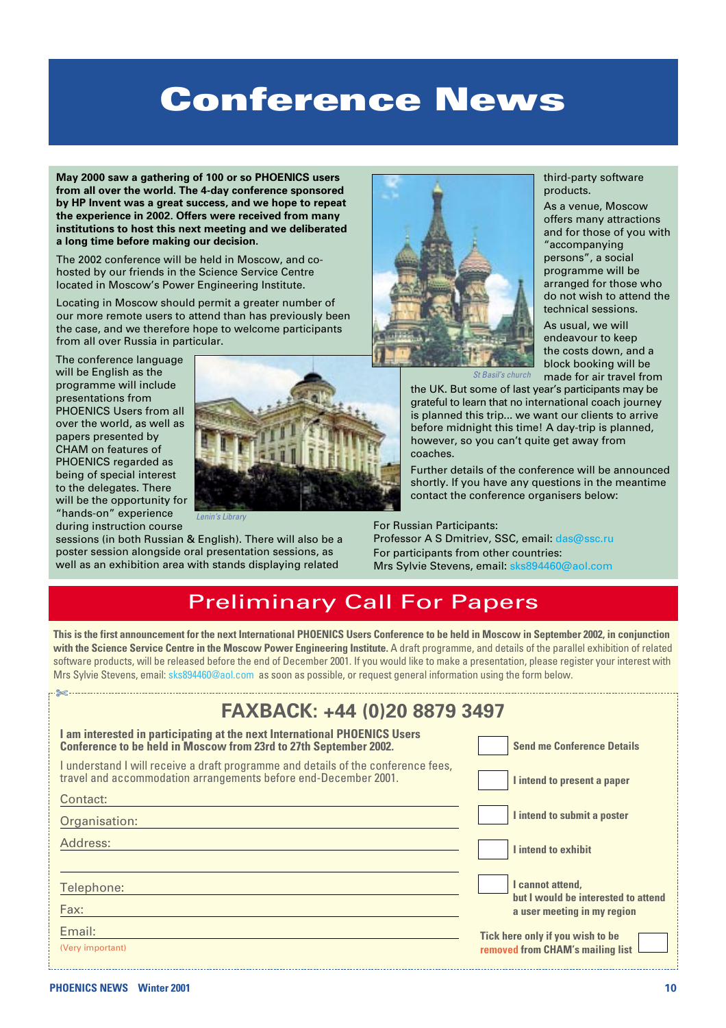# Conference News

**May 2000 saw a gathering of 100 or so PHOENICS users from all over the world. The 4-day conference sponsored by HP Invent was a great success, and we hope to repeat the experience in 2002. Offers were received from many institutions to host this next meeting and we deliberated a long time before making our decision.**

The 2002 conference will be held in Moscow, and co-hosted by our friends in the Science Service Centre located in Moscow's Power Engineering Institute.

Locating in Moscow should permit a greater number of our more remote users to attend than has previously been the case, and we therefore hope to welcome participants from all over Russia in particular.

The conference language will be English as the programme will include presentations from PHOENICS Users from all over the world, as well as papers presented by CHAM on features of PHOENICS regarded as being of special interest to the delegates. There will be the opportunity for "hands-on" experience during instruction course sessions (in both Russian & English). There will also be a poster session alongside oral presentation sessions, as well as an exhibition area with stands displaying related third-party software products.

*Lenin's Library*

*St Basil's church*

As a venue, Moscow offers many attractions and for those of you with "accompanying persons", a social programme will be arranged for those who do not wish to attend the technical sessions.

As usual, we will endeavour to keep the costs down, and a block booking will be made for air travel from the UK. But some of last year's participants may be grateful to learn that no international coach journey is planned this trip... we want our clients to arrive before midnight this time! A day-trip is planned, however, so you can't quite get away from coaches.

Further details of the conference will be announced shortly. If you have any questions in the meantime contact the conference organisers below:

For Russian Participants:
Professor A S Dmitriev, SSC, email: das@ssc.ru
For participants from other countries:
Mrs Sylvie Stevens, email: sks894460@aol.com

## Preliminary Call For Papers

**This is the first announcement for the next International PHOENICS Users Conference to be held in Moscow in September 2002, in conjunction with the Science Service Centre in the Moscow Power Engineering Institute.** A draft programme, and details of the parallel exhibition of related software products, will be released before the end of December 2001. If you would like to make a presentation, please register your interest with Mrs Sylvie Stevens, email: sks894460@aol.com as soon as possible, or request general information using the form below.

### FAXBACK: +44 (0)20 8879 3497

**I am interested in participating at the next International PHOENICS Users Conference to be held in Moscow from 23rd to 27th September 2002.**

I understand I will receive a draft programme and details of the conference fees, travel and accommodation arrangements before end-December 2001.

Contact:

Organisation:

Address:

Telephone:

Fax:

Email:
(Very important)

- [ ] **Send me Conference Details**
- [ ] **I intend to present a paper**
- [ ] **I intend to submit a poster**
- [ ] **I intend to exhibit**
- [ ] **I cannot attend, but I would be interested to attend a user meeting in my region**

**Tick here only if you wish to be removed from CHAM's mailing list** [ ]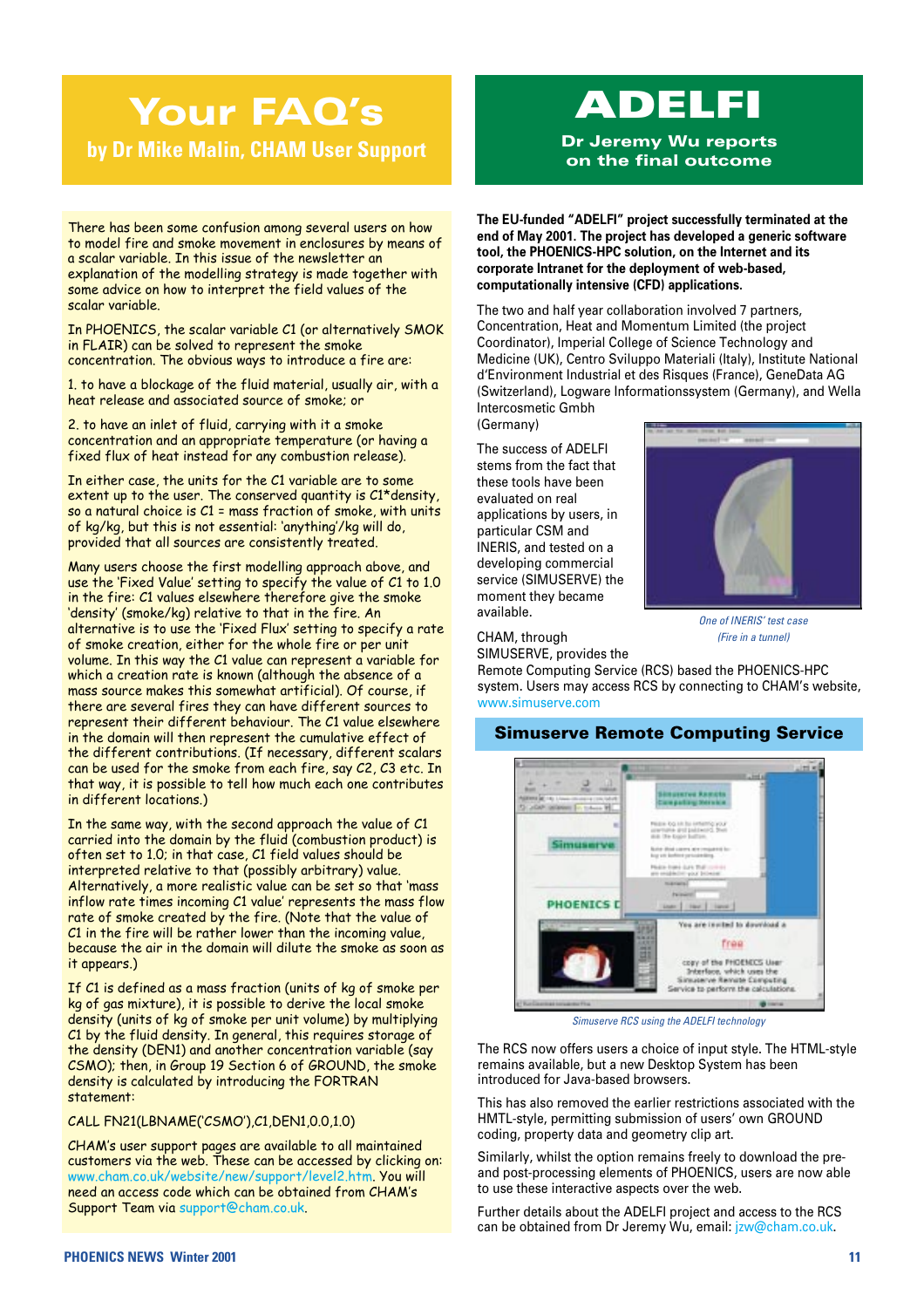# Your FAQ's

## by Dr Mike Malin, CHAM User Support

There has been some confusion among several users on how to model fire and smoke movement in enclosures by means of a scalar variable. In this issue of the newsletter an explanation of the modelling strategy is made together with some advice on how to interpret the field values of the scalar variable.

In PHOENICS, the scalar variable C1 (or alternatively SMOK in FLAIR) can be solved to represent the smoke concentration. The obvious ways to introduce a fire are:

1. to have a blockage of the fluid material, usually air, with a heat release and associated source of smoke; or

2. to have an inlet of fluid, carrying with it a smoke concentration and an appropriate temperature (or having a fixed flux of heat instead for any combustion release).

In either case, the units for the C1 variable are to some extent up to the user. The conserved quantity is C1*density, so a natural choice is C1 = mass fraction of smoke, with units of kg/kg, but this is not essential: 'anything'/kg will do, provided that all sources are consistently treated.

Many users choose the first modelling approach above, and use the 'Fixed Value' setting to specify the value of C1 to 1.0 in the fire: C1 values elsewhere therefore give the smoke 'density' (smoke/kg) relative to that in the fire. An alternative is to use the 'Fixed Flux' setting to specify a rate of smoke creation, either for the whole fire or per unit volume. In this way the C1 value can represent a variable for which a creation rate is known (although the absence of a mass source makes this somewhat artificial). Of course, if there are several fires they can have different sources to represent their different behaviour. The C1 value elsewhere in the domain will then represent the cumulative effect of the different contributions. (If necessary, different scalars can be used for the smoke from each fire, say C2, C3 etc. In that way, it is possible to tell how much each one contributes in different locations.)

In the same way, with the second approach the value of C1 carried into the domain by the fluid (combustion product) is often set to 1.0; in that case, C1 field values should be interpreted relative to that (possibly arbitrary) value. Alternatively, a more realistic value can be set so that 'mass inflow rate times incoming C1 value' represents the mass flow rate of smoke created by the fire. (Note that the value of C1 in the fire will be rather lower than the incoming value, because the air in the domain will dilute the smoke as soon as it appears.)

If C1 is defined as a mass fraction (units of kg of smoke per kg of gas mixture), it is possible to derive the local smoke density (units of kg of smoke per unit volume) by multiplying C1 by the fluid density. In general, this requires storage of the density (DEN1) and another concentration variable (say CSMO); then, in Group 19 Section 6 of GROUND, the smoke density is calculated by introducing the FORTRAN statement:

```
CALL FN21(LBNAME('CSMO'),C1,DEN1,0.0,1.0)
```

CHAM's user support pages are available to all maintained customers via the web. These can be accessed by clicking on: www.cham.co.uk/website/new/support/level2.htm. You will need an access code which can be obtained from CHAM's Support Team via support@cham.co.uk.

# ADELFI

## Dr Jeremy Wu reports on the final outcome

**The EU-funded "ADELFI" project successfully terminated at the end of May 2001. The project has developed a generic software tool, the PHOENICS-HPC solution, on the Internet and its corporate Intranet for the deployment of web-based, computationally intensive (CFD) applications.**

The two and half year collaboration involved 7 partners, Concentration, Heat and Momentum Limited (the project Coordinator), Imperial College of Science Technology and Medicine (UK), Centro Sviluppo Materiali (Italy), Institute National d'Environment Industrial et des Risques (France), GeneData AG (Switzerland), Logware Informationssystem (Germany), and Wella Intercosmetic Gmbh (Germany)

The success of ADELFI stems from the fact that these tools have been evaluated on real applications by users, in particular CSM and INERIS, and tested on a developing commercial service (SIMUSERVE) the moment they became available.

*One of INERIS' test case (Fire in a tunnel)*

CHAM, through SIMUSERVE, provides the Remote Computing Service (RCS) based the PHOENICS-HPC system. Users may access RCS by connecting to CHAM's website, www.simuserve.com

### Simuserve Remote Computing Service

*Simuserve RCS using the ADELFI technology*

The RCS now offers users a choice of input style. The HTML-style remains available, but a new Desktop System has been introduced for Java-based browsers.

This has also removed the earlier restrictions associated with the HMTL-style, permitting submission of users' own GROUND coding, property data and geometry clip art.

Similarly, whilst the option remains freely to download the pre- and post-processing elements of PHOENICS, users are now able to use these interactive aspects over the web.

Further details about the ADELFI project and access to the RCS can be obtained from Dr Jeremy Wu, email: jzw@cham.co.uk.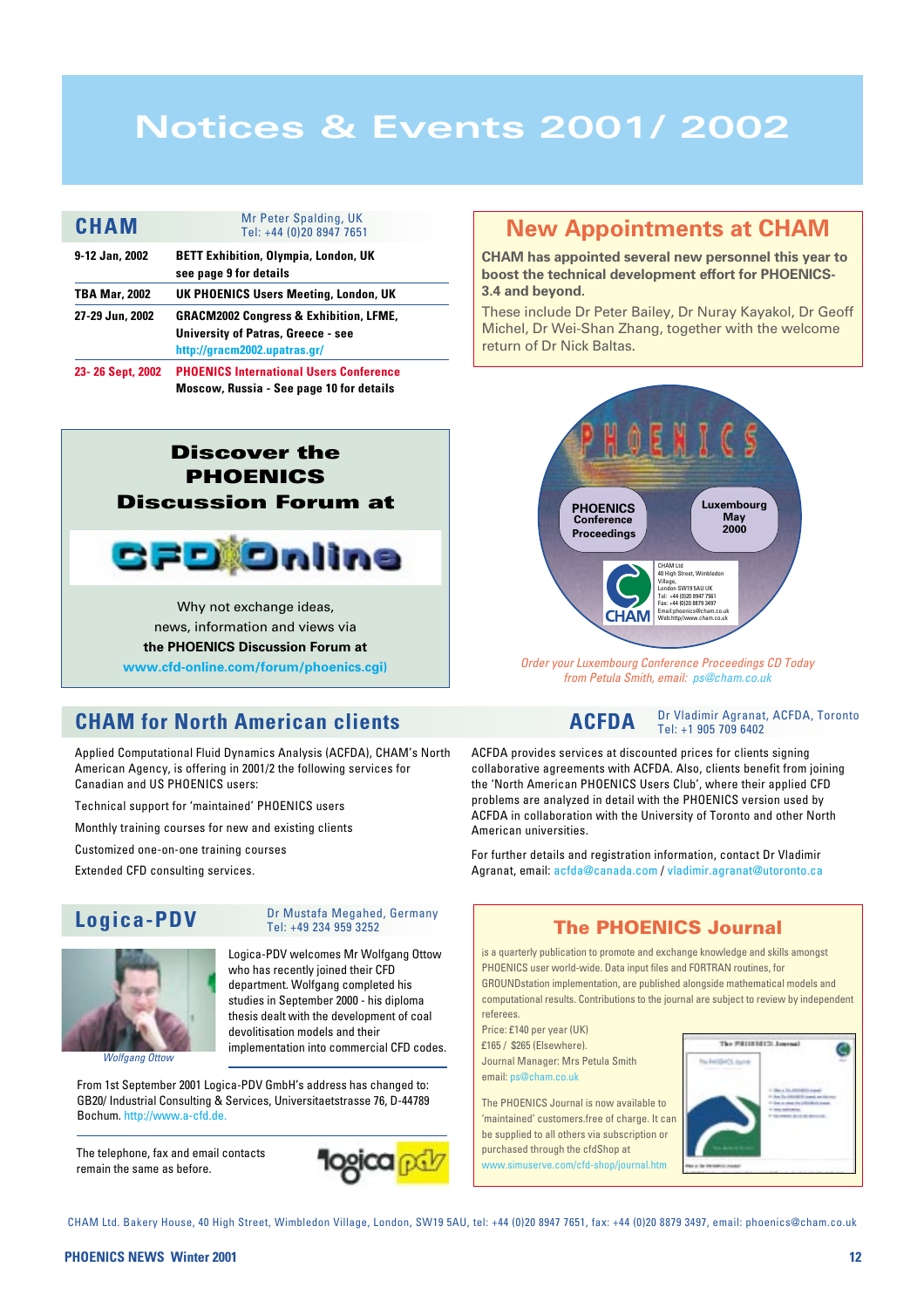# Notices & Events 2001/ 2002

## CHAM

Mr Peter Spalding, UK
Tel: +44 (0)20 8947 7651

| | |
|---|---|
| 9-12 Jan, 2002 | BETT Exhibition, Olympia, London, UK see page 9 for details |
| TBA Mar, 2002 | UK PHOENICS Users Meeting, London, UK |
| 27-29 Jun, 2002 | GRACM2002 Congress & Exhibition, LFME, University of Patras, Greece - see http://gracm2002.upatras.gr/ |
| 23- 26 Sept, 2002 | PHOENICS International Users Conference Moscow, Russia - See page 10 for details |

## New Appointments at CHAM

**CHAM has appointed several new personnel this year to boost the technical development effort for PHOENICS-3.4 and beyond.**

These include Dr Peter Bailey, Dr Nuray Kayakol, Dr Geoff Michel, Dr Wei-Shan Zhang, together with the welcome return of Dr Nick Baltas.

## Discover the PHOENICS Discussion Forum at CFD Online

Why not exchange ideas, news, information and views via **the PHOENICS Discussion Forum at** www.cfd-online.com/forum/phoenics.cgi)

PHOENICS

PHOENICS Conference Proceedings

Luxembourg May 2000

CHAM Ltd
40 High Street, Wimbledon Village,
London SW19 5AU UK
Tel: +44 (0)20 8947 7561
Fax: +44 (0)20 8879 3497
Email:phoenics@cham.co.uk
Web:http://www.cham.co.uk

*Order your Luxembourg Conference Proceedings CD Today from Petula Smith, email: ps@cham.co.uk*

## CHAM for North American clients

Applied Computational Fluid Dynamics Analysis (ACFDA), CHAM's North American Agency, is offering in 2001/2 the following services for Canadian and US PHOENICS users:

Technical support for 'maintained' PHOENICS users

Monthly training courses for new and existing clients

Customized one-on-one training courses

Extended CFD consulting services.

## ACFDA

Dr Vladimir Agranat, ACFDA, Toronto
Tel: +1 905 709 6402

ACFDA provides services at discounted prices for clients signing collaborative agreements with ACFDA. Also, clients benefit from joining the 'North American PHOENICS Users Club', where their applied CFD problems are analyzed in detail with the PHOENICS version used by ACFDA in collaboration with the University of Toronto and other North American universities.

For further details and registration information, contact Dr Vladimir Agranat, email: acfda@canada.com / vladimir.agranat@utoronto.ca

## Logica-PDV

Dr Mustafa Megahed, Germany
Tel: +49 234 959 3252

*Wolfgang Ottow*

Logica-PDV welcomes Mr Wolfgang Ottow who has recently joined their CFD department. Wolfgang completed his studies in September 2000 - his diploma thesis dealt with the development of coal devolitisation models and their implementation into commercial CFD codes.

From 1st September 2001 Logica-PDV GmbH's address has changed to: GB20/ Industrial Consulting & Services, Universitaetstrasse 76, D-44789 Bochum. http://www.a-cfd.de.

The telephone, fax and email contacts remain the same as before.

## The PHOENICS Journal

is a quarterly publication to promote and exchange knowledge and skills amongst PHOENICS user world-wide. Data input files and FORTRAN routines, for GROUNDstation implementation, are published alongside mathematical models and computational results. Contributions to the journal are subject to review by independent referees.

Price: £140 per year (UK)
£165 / $265 (Elsewhere).
Journal Manager: Mrs Petula Smith
email: ps@cham.co.uk

The PHOENICS Journal is now available to 'maintained' customers.free of charge. It can be supplied to all others via subscription or purchased through the cfdShop at www.simuserve.com/cfd-shop/journal.htm

CHAM Ltd. Bakery House, 40 High Street, Wimbledon Village, London, SW19 5AU, tel: +44 (0)20 8947 7651, fax: +44 (0)20 8879 3497, email: phoenics@cham.co.uk